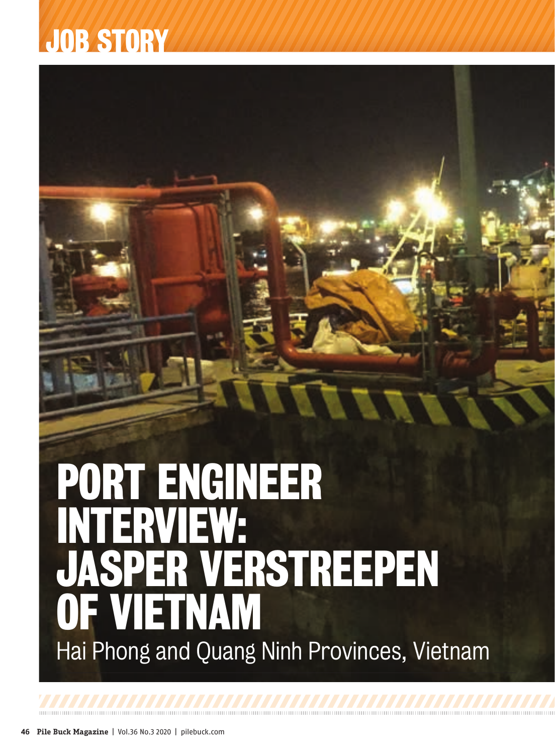JOB STORY

# PORT ENGINEER INTERVIEW: JASPER VERSTREEPEN OF VIETNAM

Hai Phong and Quang Ninh Provinces, Vietnam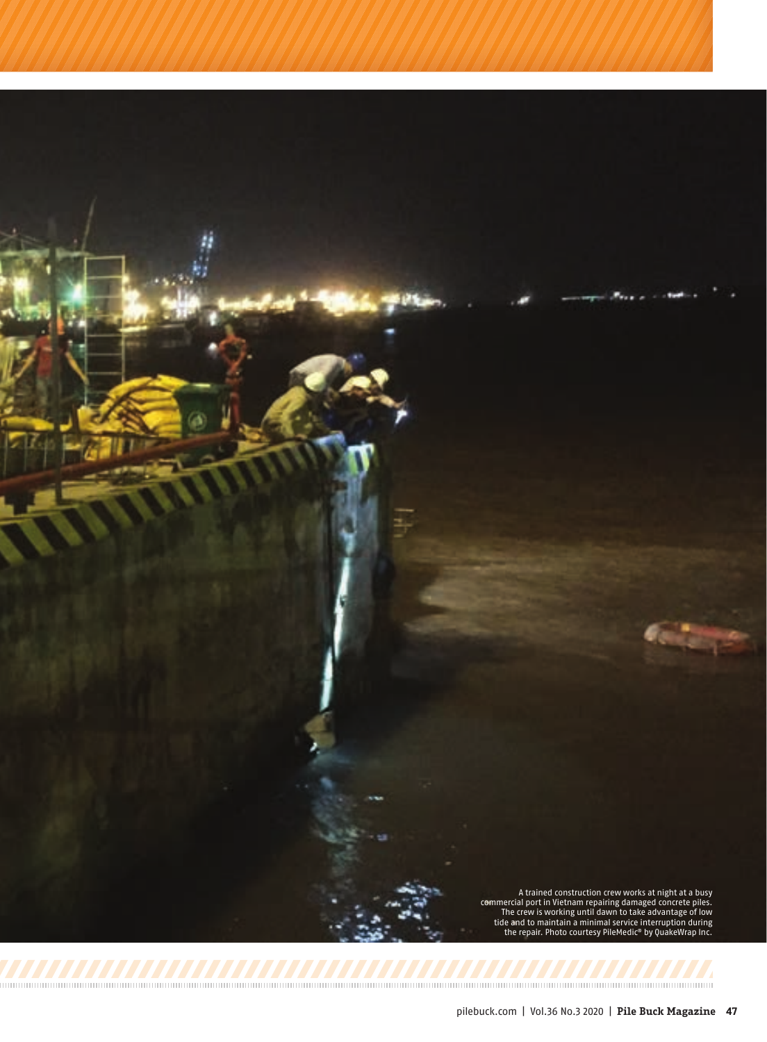A trained construction crew works at night at a busy commercial port in Vietnam repairing damaged concrete piles. The crew is working until dawn to take advantage of low tide and to maintain a minimal service interruption during the repair. Photo courtesy PileMedic® by QuakeWrap Inc.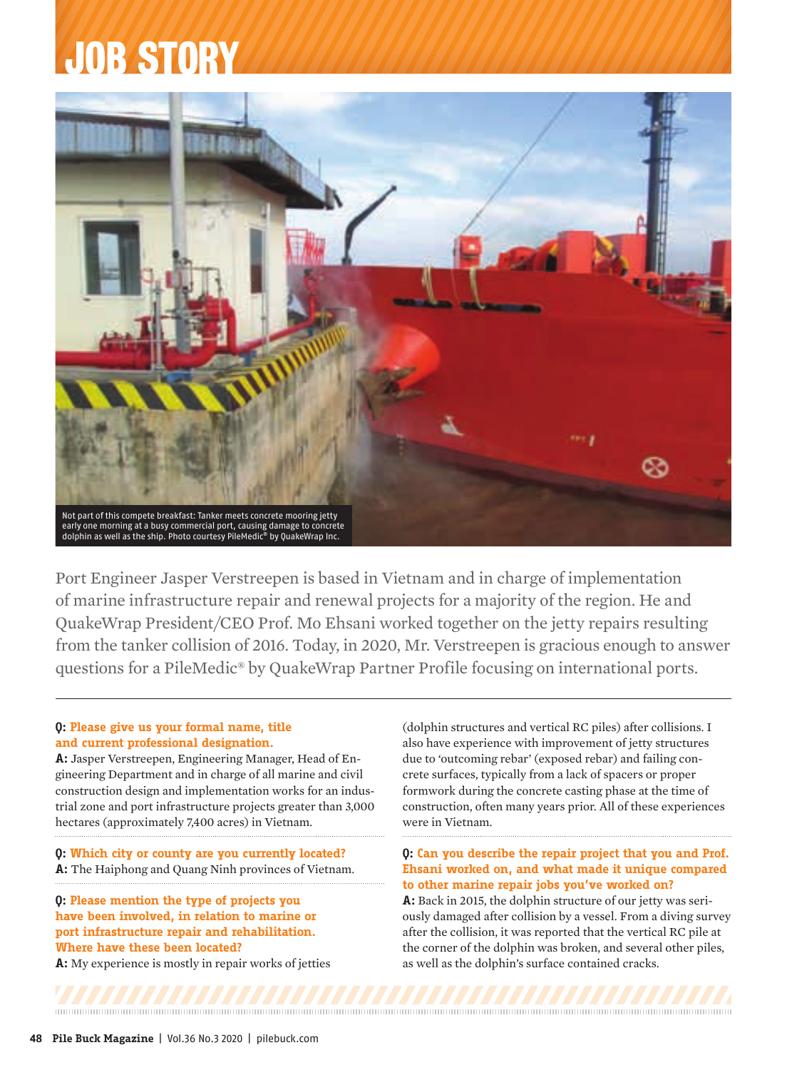# JOB STORY

Not part of this compete breakfast: Tanker meets concrete mooring jetty early one morning at a busy commercial port, causing damage to concrete dolphin as well as the ship. Photo courtesy PileMedic® by QuakeWrap Inc.

Port Engineer Jasper Verstreepen is based in Vietnam and in charge of implementation of marine infrastructure repair and renewal projects for a majority of the region. He and QuakeWrap President/CEO Prof. Mo Ehsani worked together on the jetty repairs resulting from the tanker collision of 2016. Today, in 2020, Mr. Verstreepen is gracious enough to answer questions for a PileMedic® by QuakeWrap Partner Profile focusing on international ports.

---

**Q: Please give us your formal name, title and current professional designation.**

**A:** Jasper Verstreepen, Engineering Manager, Head of Engineering Department and in charge of all marine and civil construction design and implementation works for an industrial zone and port infrastructure projects greater than 3,000 hectares (approximately 7,400 acres) in Vietnam.

**Q: Which city or county are you currently located?**

**A:** The Haiphong and Quang Ninh provinces of Vietnam.

**Q: Please mention the type of projects you have been involved, in relation to marine or port infrastructure repair and rehabilitation. Where have these been located?**

**A:** My experience is mostly in repair works of jetties (dolphin structures and vertical RC piles) after collisions. I also have experience with improvement of jetty structures due to 'outcoming rebar' (exposed rebar) and failing concrete surfaces, typically from a lack of spacers or proper formwork during the concrete casting phase at the time of construction, often many years prior. All of these experiences were in Vietnam.

**Q: Can you describe the repair project that you and Prof. Ehsani worked on, and what made it unique compared to other marine repair jobs you've worked on?**

**A:** Back in 2015, the dolphin structure of our jetty was seriously damaged after collision by a vessel. From a diving survey after the collision, it was reported that the vertical RC pile at the corner of the dolphin was broken, and several other piles, as well as the dolphin's surface contained cracks.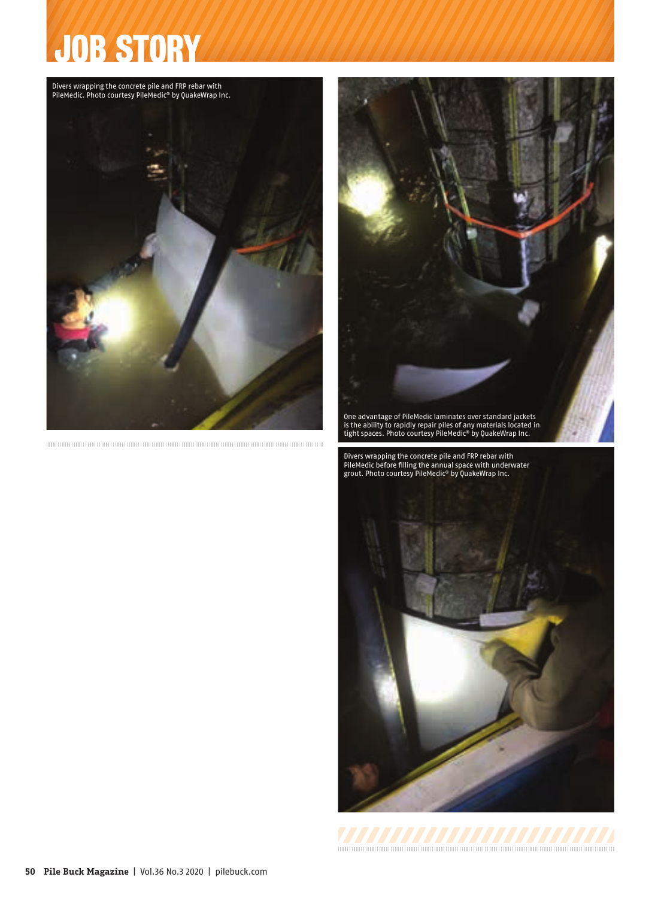# JOB STORY

Divers wrapping the concrete pile and FRP rebar with PileMedic. Photo courtesy PileMedic® by QuakeWrap Inc.

One advantage of PileMedic laminates over standard jackets is the ability to rapidly repair piles of any materials located in tight spaces. Photo courtesy PileMedic® by QuakeWrap Inc.

Divers wrapping the concrete pile and FRP rebar with PileMedic before filling the annual space with underwater grout. Photo courtesy PileMedic® by QuakeWrap Inc.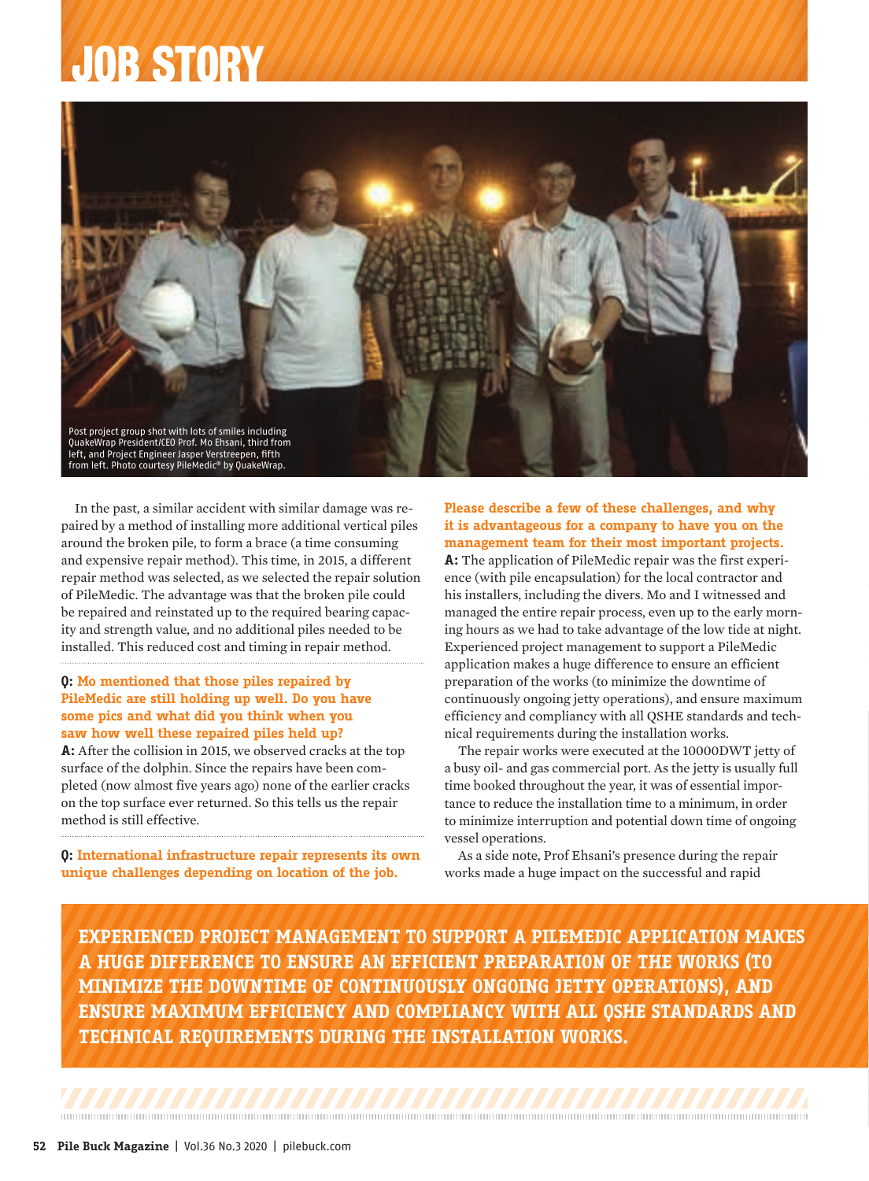# JOB STORY

Post project group shot with lots of smiles including QuakeWrap President/CEO Prof. Mo Ehsani, third from left, and Project Engineer Jasper Verstreepen, fifth from left. Photo courtesy PileMedic® by QuakeWrap.

In the past, a similar accident with similar damage was repaired by a method of installing more additional vertical piles around the broken pile, to form a brace (a time consuming and expensive repair method). This time, in 2015, a different repair method was selected, as we selected the repair solution of PileMedic. The advantage was that the broken pile could be repaired and reinstated up to the required bearing capacity and strength value, and no additional piles needed to be installed. This reduced cost and timing in repair method.

**Q: Mo mentioned that those piles repaired by PileMedic are still holding up well. Do you have some pics and what did you think when you saw how well these repaired piles held up?**

**A:** After the collision in 2015, we observed cracks at the top surface of the dolphin. Since the repairs have been completed (now almost five years ago) none of the earlier cracks on the top surface ever returned. So this tells us the repair method is still effective.

**Q: International infrastructure repair represents its own unique challenges depending on location of the job. Please describe a few of these challenges, and why it is advantageous for a company to have you on the management team for their most important projects.**

**A:** The application of PileMedic repair was the first experience (with pile encapsulation) for the local contractor and his installers, including the divers. Mo and I witnessed and managed the entire repair process, even up to the early morning hours as we had to take advantage of the low tide at night. Experienced project management to support a PileMedic application makes a huge difference to ensure an efficient preparation of the works (to minimize the downtime of continuously ongoing jetty operations), and ensure maximum efficiency and compliancy with all QSHE standards and technical requirements during the installation works.

The repair works were executed at the 10000DWT jetty of a busy oil- and gas commercial port. As the jetty is usually full time booked throughout the year, it was of essential importance to reduce the installation time to a minimum, in order to minimize interruption and potential down time of ongoing vessel operations.

As a side note, Prof Ehsani's presence during the repair works made a huge impact on the successful and rapid

**EXPERIENCED PROJECT MANAGEMENT TO SUPPORT A PILEMEDIC APPLICATION MAKES A HUGE DIFFERENCE TO ENSURE AN EFFICIENT PREPARATION OF THE WORKS (TO MINIMIZE THE DOWNTIME OF CONTINUOUSLY ONGOING JETTY OPERATIONS), AND ENSURE MAXIMUM EFFICIENCY AND COMPLIANCY WITH ALL QSHE STANDARDS AND TECHNICAL REQUIREMENTS DURING THE INSTALLATION WORKS.**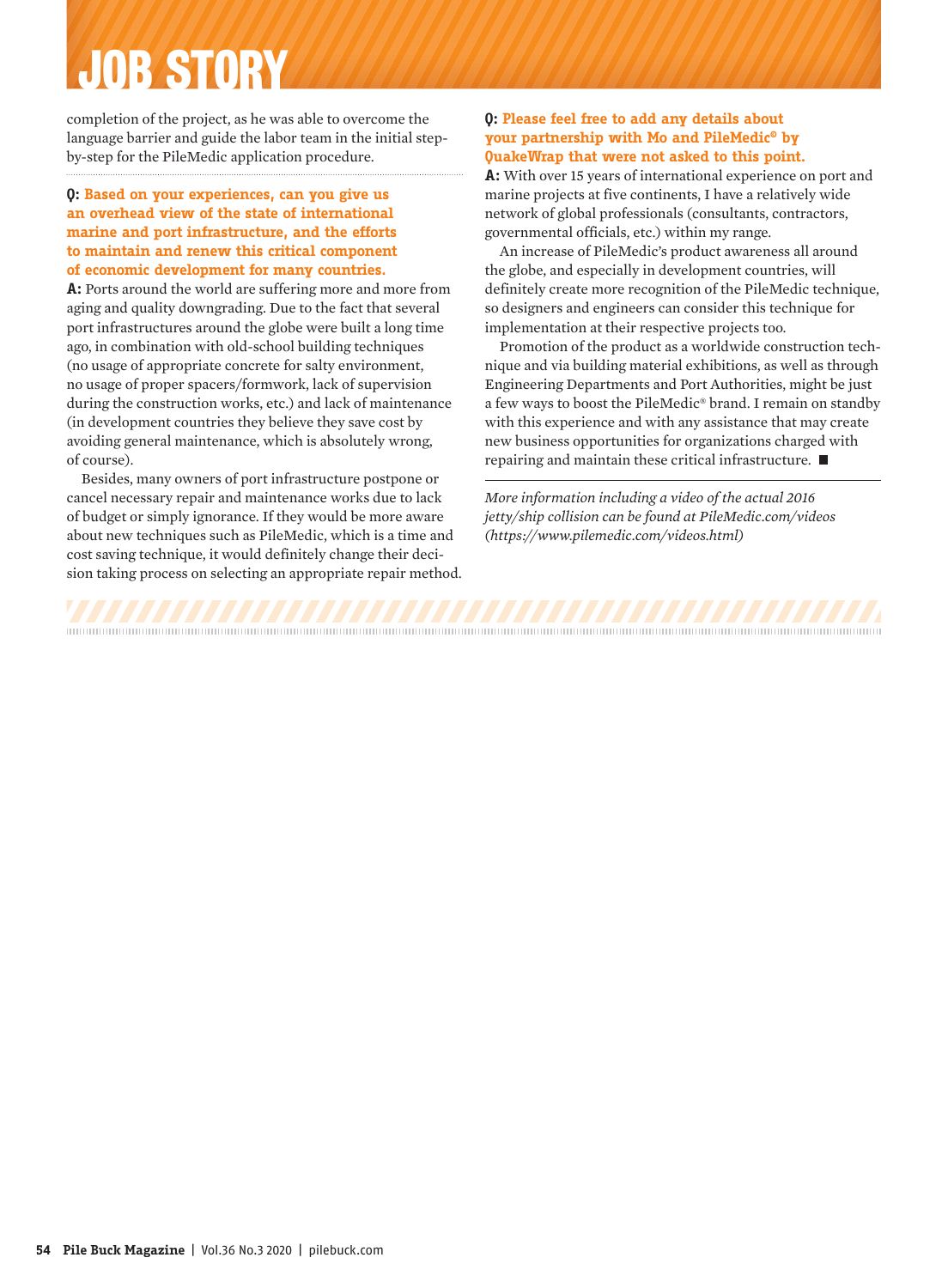# JOB STORY

completion of the project, as he was able to overcome the language barrier and guide the labor team in the initial step-by-step for the PileMedic application procedure.

**Q: Based on your experiences, can you give us an overhead view of the state of international marine and port infrastructure, and the efforts to maintain and renew this critical component of economic development for many countries.**

**A:** Ports around the world are suffering more and more from aging and quality downgrading. Due to the fact that several port infrastructures around the globe were built a long time ago, in combination with old-school building techniques (no usage of appropriate concrete for salty environment, no usage of proper spacers/formwork, lack of supervision during the construction works, etc.) and lack of maintenance (in development countries they believe they save cost by avoiding general maintenance, which is absolutely wrong, of course).

Besides, many owners of port infrastructure postpone or cancel necessary repair and maintenance works due to lack of budget or simply ignorance. If they would be more aware about new techniques such as PileMedic, which is a time and cost saving technique, it would definitely change their decision taking process on selecting an appropriate repair method.

**Q: Please feel free to add any details about your partnership with Mo and PileMedic© by QuakeWrap that were not asked to this point.**

**A:** With over 15 years of international experience on port and marine projects at five continents, I have a relatively wide network of global professionals (consultants, contractors, governmental officials, etc.) within my range.

An increase of PileMedic's product awareness all around the globe, and especially in development countries, will definitely create more recognition of the PileMedic technique, so designers and engineers can consider this technique for implementation at their respective projects too.

Promotion of the product as a worldwide construction technique and via building material exhibitions, as well as through Engineering Departments and Port Authorities, might be just a few ways to boost the PileMedic® brand. I remain on standby with this experience and with any assistance that may create new business opportunities for organizations charged with repairing and maintain these critical infrastructure. ■

*More information including a video of the actual 2016 jetty/ship collision can be found at PileMedic.com/videos (https://www.pilemedic.com/videos.html)*